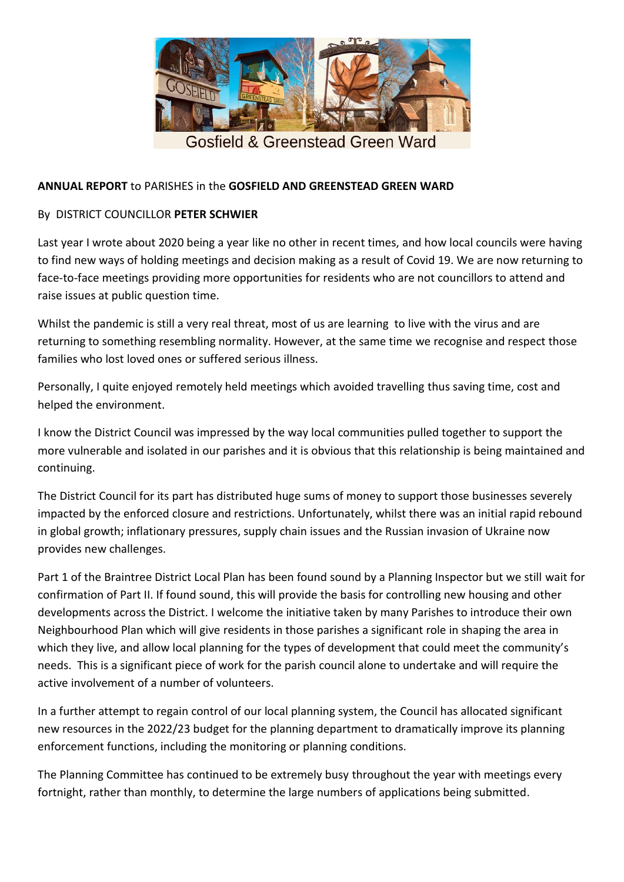Gosfield & Greenstead Green Ward

**ANNUAL REPORT** to PARISHES in the **GOSFIELD AND GREENSTEAD GREEN WARD**

By DISTRICT COUNCILLOR **PETER SCHWIER**

Last year I wrote about 2020 being a year like no other in recent times, and how local councils were having to find new ways of holding meetings and decision making as a result of Covid 19. We are now returning to face-to-face meetings providing more opportunities for residents who are not councillors to attend and raise issues at public question time.

Whilst the pandemic is still a very real threat, most of us are learning to live with the virus and are returning to something resembling normality. However, at the same time we recognise and respect those families who lost loved ones or suffered serious illness.

Personally, I quite enjoyed remotely held meetings which avoided travelling thus saving time, cost and helped the environment.

I know the District Council was impressed by the way local communities pulled together to support the more vulnerable and isolated in our parishes and it is obvious that this relationship is being maintained and continuing.

The District Council for its part has distributed huge sums of money to support those businesses severely impacted by the enforced closure and restrictions. Unfortunately, whilst there was an initial rapid rebound in global growth; inflationary pressures, supply chain issues and the Russian invasion of Ukraine now provides new challenges.

Part 1 of the Braintree District Local Plan has been found sound by a Planning Inspector but we still wait for confirmation of Part II. If found sound, this will provide the basis for controlling new housing and other developments across the District. I welcome the initiative taken by many Parishes to introduce their own Neighbourhood Plan which will give residents in those parishes a significant role in shaping the area in which they live, and allow local planning for the types of development that could meet the community's needs. This is a significant piece of work for the parish council alone to undertake and will require the active involvement of a number of volunteers.

In a further attempt to regain control of our local planning system, the Council has allocated significant new resources in the 2022/23 budget for the planning department to dramatically improve its planning enforcement functions, including the monitoring or planning conditions.

The Planning Committee has continued to be extremely busy throughout the year with meetings every fortnight, rather than monthly, to determine the large numbers of applications being submitted.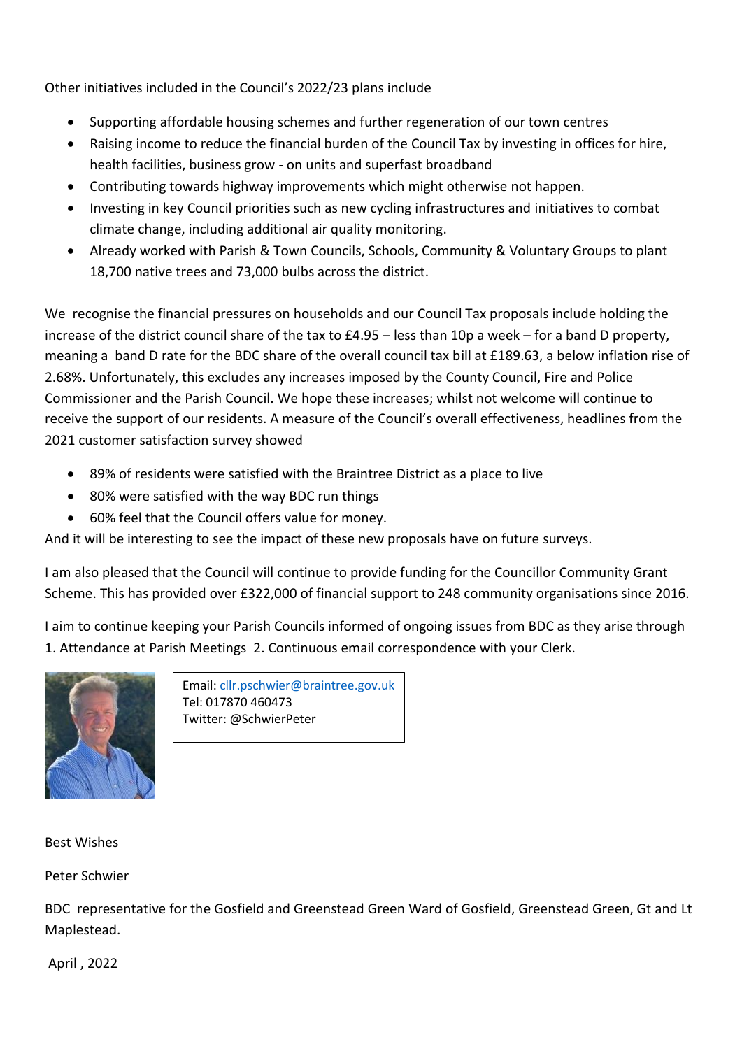Other initiatives included in the Council's 2022/23 plans include

- Supporting affordable housing schemes and further regeneration of our town centres
- Raising income to reduce the financial burden of the Council Tax by investing in offices for hire, health facilities, business grow - on units and superfast broadband
- Contributing towards highway improvements which might otherwise not happen.
- Investing in key Council priorities such as new cycling infrastructures and initiatives to combat climate change, including additional air quality monitoring.
- Already worked with Parish & Town Councils, Schools, Community & Voluntary Groups to plant 18,700 native trees and 73,000 bulbs across the district.

We recognise the financial pressures on households and our Council Tax proposals include holding the increase of the district council share of the tax to £4.95 – less than 10p a week – for a band D property, meaning a band D rate for the BDC share of the overall council tax bill at £189.63, a below inflation rise of 2.68%. Unfortunately, this excludes any increases imposed by the County Council, Fire and Police Commissioner and the Parish Council. We hope these increases; whilst not welcome will continue to receive the support of our residents. A measure of the Council's overall effectiveness, headlines from the 2021 customer satisfaction survey showed

- 89% of residents were satisfied with the Braintree District as a place to live
- 80% were satisfied with the way BDC run things
- 60% feel that the Council offers value for money.

And it will be interesting to see the impact of these new proposals have on future surveys.

I am also pleased that the Council will continue to provide funding for the Councillor Community Grant Scheme. This has provided over £322,000 of financial support to 248 community organisations since 2016.

I aim to continue keeping your Parish Councils informed of ongoing issues from BDC as they arise through 1. Attendance at Parish Meetings 2. Continuous email correspondence with your Clerk.

Email: cllr.pschwier@braintree.gov.uk
Tel: 017870 460473
Twitter: @SchwierPeter

Best Wishes

Peter Schwier

BDC representative for the Gosfield and Greenstead Green Ward of Gosfield, Greenstead Green, Gt and Lt Maplestead.

April , 2022